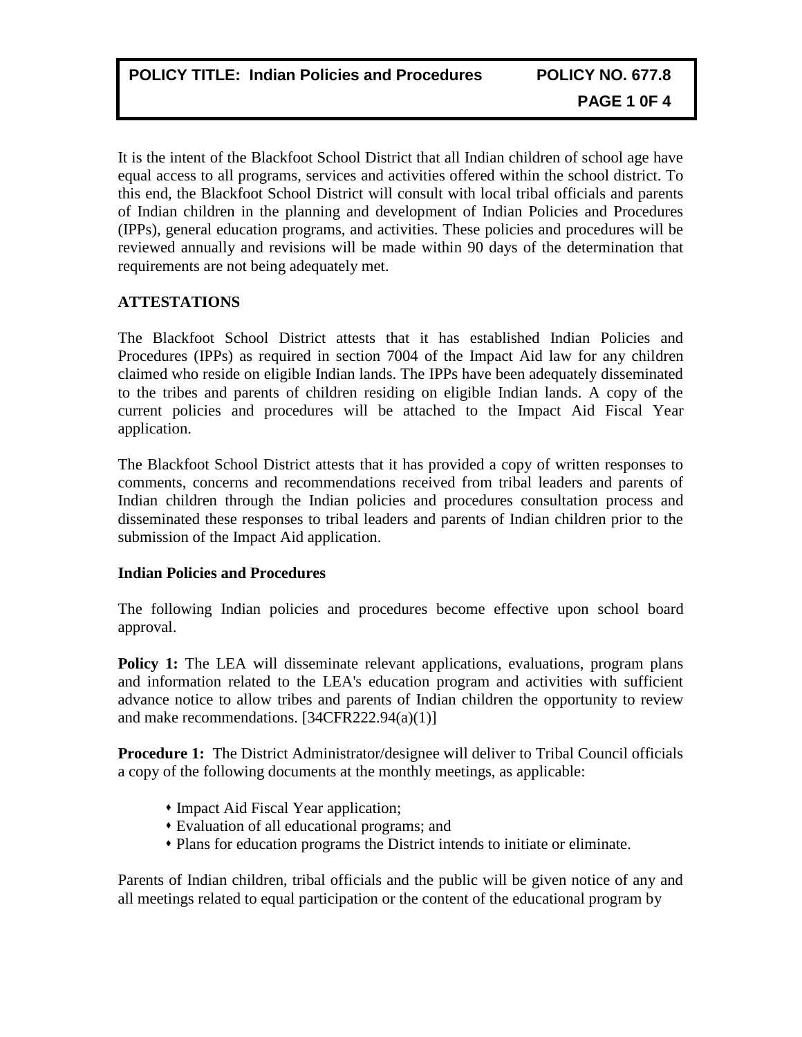**POLICY TITLE: Indian Policies and Procedures** **POLICY NO. 677.8**

It is the intent of the Blackfoot School District that all Indian children of school age have equal access to all programs, services and activities offered within the school district. To this end, the Blackfoot School District will consult with local tribal officials and parents of Indian children in the planning and development of Indian Policies and Procedures (IPPs), general education programs, and activities. These policies and procedures will be reviewed annually and revisions will be made within 90 days of the determination that requirements are not being adequately met.

## ATTESTATIONS

The Blackfoot School District attests that it has established Indian Policies and Procedures (IPPs) as required in section 7004 of the Impact Aid law for any children claimed who reside on eligible Indian lands. The IPPs have been adequately disseminated to the tribes and parents of children residing on eligible Indian lands. A copy of the current policies and procedures will be attached to the Impact Aid Fiscal Year application.

The Blackfoot School District attests that it has provided a copy of written responses to comments, concerns and recommendations received from tribal leaders and parents of Indian children through the Indian policies and procedures consultation process and disseminated these responses to tribal leaders and parents of Indian children prior to the submission of the Impact Aid application.

### Indian Policies and Procedures

The following Indian policies and procedures become effective upon school board approval.

**Policy 1:** The LEA will disseminate relevant applications, evaluations, program plans and information related to the LEA's education program and activities with sufficient advance notice to allow tribes and parents of Indian children the opportunity to review and make recommendations. [34CFR222.94(a)(1)]

**Procedure 1:** The District Administrator/designee will deliver to Tribal Council officials a copy of the following documents at the monthly meetings, as applicable:

- Impact Aid Fiscal Year application;
- Evaluation of all educational programs; and
- Plans for education programs the District intends to initiate or eliminate.

Parents of Indian children, tribal officials and the public will be given notice of any and all meetings related to equal participation or the content of the educational program by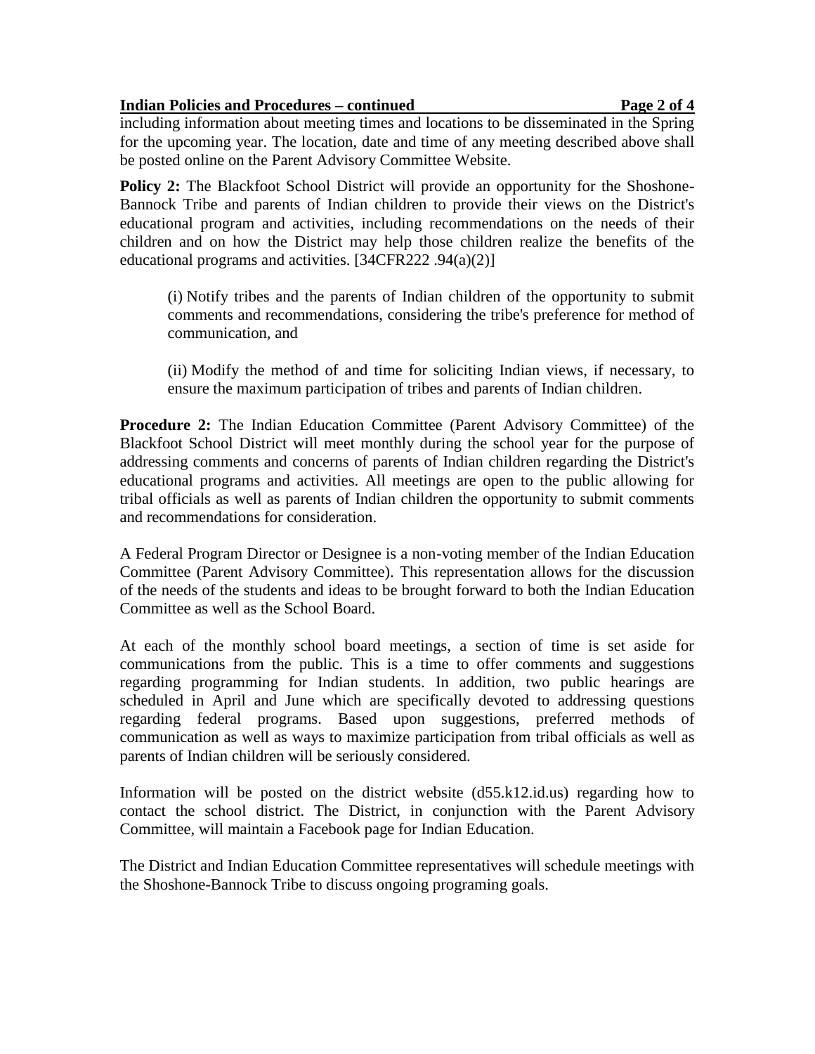including information about meeting times and locations to be disseminated in the Spring for the upcoming year. The location, date and time of any meeting described above shall be posted online on the Parent Advisory Committee Website.

**Policy 2:** The Blackfoot School District will provide an opportunity for the Shoshone-Bannock Tribe and parents of Indian children to provide their views on the District's educational program and activities, including recommendations on the needs of their children and on how the District may help those children realize the benefits of the educational programs and activities. [34CFR222 .94(a)(2)]

> (i) Notify tribes and the parents of Indian children of the opportunity to submit comments and recommendations, considering the tribe's preference for method of communication, and
>
> (ii) Modify the method of and time for soliciting Indian views, if necessary, to ensure the maximum participation of tribes and parents of Indian children.

**Procedure 2:** The Indian Education Committee (Parent Advisory Committee) of the Blackfoot School District will meet monthly during the school year for the purpose of addressing comments and concerns of parents of Indian children regarding the District's educational programs and activities. All meetings are open to the public allowing for tribal officials as well as parents of Indian children the opportunity to submit comments and recommendations for consideration.

A Federal Program Director or Designee is a non-voting member of the Indian Education Committee (Parent Advisory Committee). This representation allows for the discussion of the needs of the students and ideas to be brought forward to both the Indian Education Committee as well as the School Board.

At each of the monthly school board meetings, a section of time is set aside for communications from the public. This is a time to offer comments and suggestions regarding programming for Indian students. In addition, two public hearings are scheduled in April and June which are specifically devoted to addressing questions regarding federal programs. Based upon suggestions, preferred methods of communication as well as ways to maximize participation from tribal officials as well as parents of Indian children will be seriously considered.

Information will be posted on the district website (d55.k12.id.us) regarding how to contact the school district. The District, in conjunction with the Parent Advisory Committee, will maintain a Facebook page for Indian Education.

The District and Indian Education Committee representatives will schedule meetings with the Shoshone-Bannock Tribe to discuss ongoing programing goals.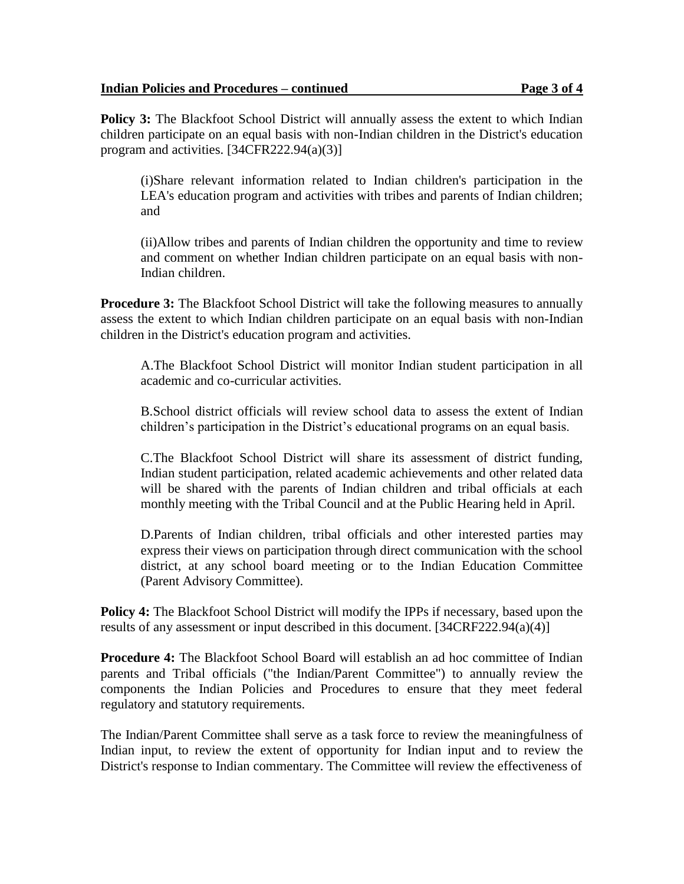**Policy 3:** The Blackfoot School District will annually assess the extent to which Indian children participate on an equal basis with non-Indian children in the District's education program and activities. [34CFR222.94(a)(3)]

> (i)Share relevant information related to Indian children's participation in the LEA's education program and activities with tribes and parents of Indian children; and
>
> (ii)Allow tribes and parents of Indian children the opportunity and time to review and comment on whether Indian children participate on an equal basis with non-Indian children.

**Procedure 3:** The Blackfoot School District will take the following measures to annually assess the extent to which Indian children participate on an equal basis with non-Indian children in the District's education program and activities.

> A.The Blackfoot School District will monitor Indian student participation in all academic and co-curricular activities.
>
> B.School district officials will review school data to assess the extent of Indian children's participation in the District's educational programs on an equal basis.
>
> C.The Blackfoot School District will share its assessment of district funding, Indian student participation, related academic achievements and other related data will be shared with the parents of Indian children and tribal officials at each monthly meeting with the Tribal Council and at the Public Hearing held in April.
>
> D.Parents of Indian children, tribal officials and other interested parties may express their views on participation through direct communication with the school district, at any school board meeting or to the Indian Education Committee (Parent Advisory Committee).

**Policy 4:** The Blackfoot School District will modify the IPPs if necessary, based upon the results of any assessment or input described in this document. [34CRF222.94(a)(4)]

**Procedure 4:** The Blackfoot School Board will establish an ad hoc committee of Indian parents and Tribal officials ("the Indian/Parent Committee") to annually review the components the Indian Policies and Procedures to ensure that they meet federal regulatory and statutory requirements.

The Indian/Parent Committee shall serve as a task force to review the meaningfulness of Indian input, to review the extent of opportunity for Indian input and to review the District's response to Indian commentary. The Committee will review the effectiveness of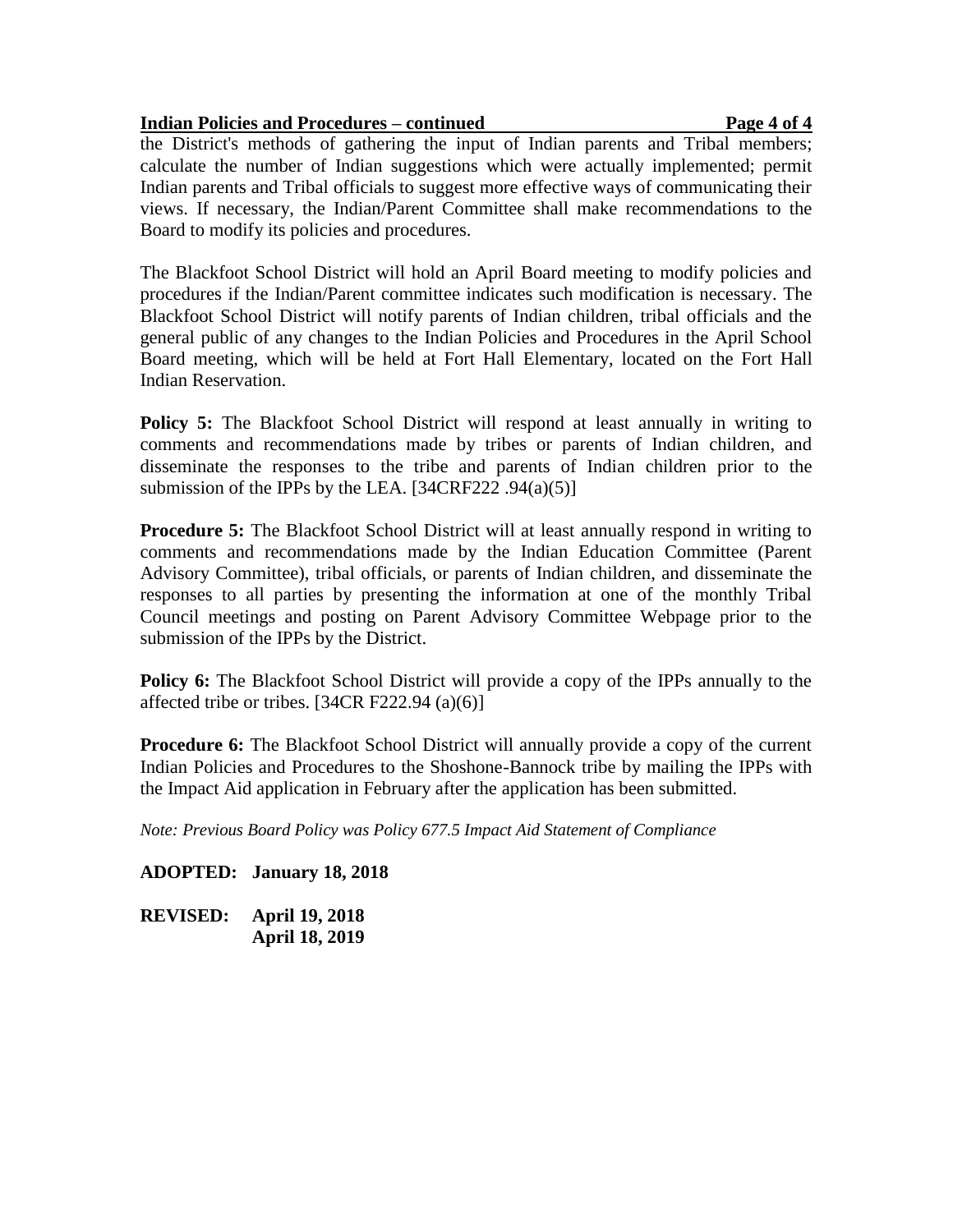the District's methods of gathering the input of Indian parents and Tribal members; calculate the number of Indian suggestions which were actually implemented; permit Indian parents and Tribal officials to suggest more effective ways of communicating their views. If necessary, the Indian/Parent Committee shall make recommendations to the Board to modify its policies and procedures.

The Blackfoot School District will hold an April Board meeting to modify policies and procedures if the Indian/Parent committee indicates such modification is necessary. The Blackfoot School District will notify parents of Indian children, tribal officials and the general public of any changes to the Indian Policies and Procedures in the April School Board meeting, which will be held at Fort Hall Elementary, located on the Fort Hall Indian Reservation.

**Policy 5:** The Blackfoot School District will respond at least annually in writing to comments and recommendations made by tribes or parents of Indian children, and disseminate the responses to the tribe and parents of Indian children prior to the submission of the IPPs by the LEA. [34CRF222 .94(a)(5)]

**Procedure 5:** The Blackfoot School District will at least annually respond in writing to comments and recommendations made by the Indian Education Committee (Parent Advisory Committee), tribal officials, or parents of Indian children, and disseminate the responses to all parties by presenting the information at one of the monthly Tribal Council meetings and posting on Parent Advisory Committee Webpage prior to the submission of the IPPs by the District.

**Policy 6:** The Blackfoot School District will provide a copy of the IPPs annually to the affected tribe or tribes. [34CR F222.94 (a)(6)]

**Procedure 6:** The Blackfoot School District will annually provide a copy of the current Indian Policies and Procedures to the Shoshone-Bannock tribe by mailing the IPPs with the Impact Aid application in February after the application has been submitted.

*Note: Previous Board Policy was Policy 677.5 Impact Aid Statement of Compliance*

**ADOPTED: January 18, 2018**

**REVISED: April 19, 2018**
**April 18, 2019**